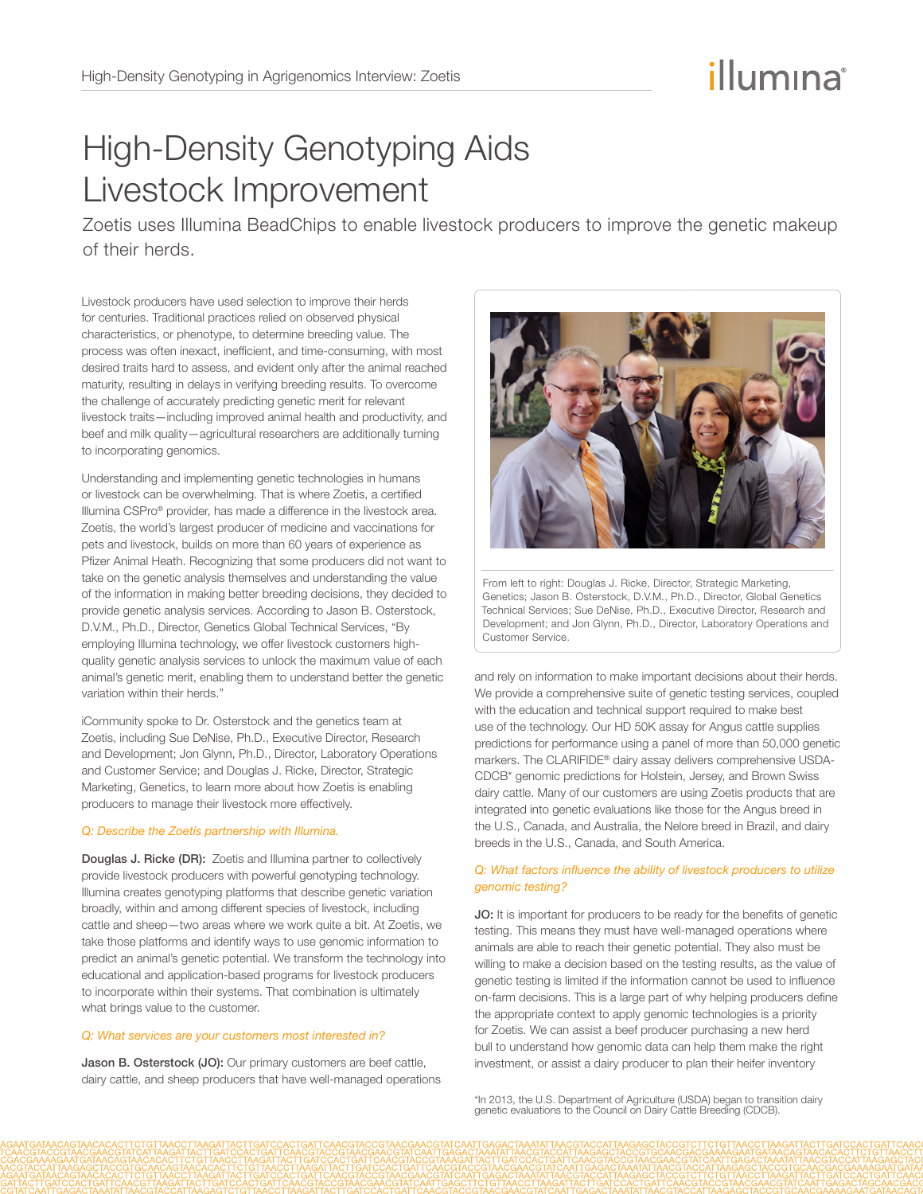# High-Density Genotyping Aids Livestock Improvement

Zoetis uses Illumina BeadChips to enable livestock producers to improve the genetic makeup of their herds.

Livestock producers have used selection to improve their herds for centuries. Traditional practices relied on observed physical characteristics, or phenotype, to determine breeding value. The process was often inexact, inefficient, and time-consuming, with most desired traits hard to assess, and evident only after the animal reached maturity, resulting in delays in verifying breeding results. To overcome the challenge of accurately predicting genetic merit for relevant livestock traits—including improved animal health and productivity, and beef and milk quality—agricultural researchers are additionally turning to incorporating genomics.

Understanding and implementing genetic technologies in humans or livestock can be overwhelming. That is where Zoetis, a certified Illumina CSPro® provider, has made a difference in the livestock area. Zoetis, the world's largest producer of medicine and vaccinations for pets and livestock, builds on more than 60 years of experience as Pfizer Animal Heath. Recognizing that some producers did not want to take on the genetic analysis themselves and understanding the value of the information in making better breeding decisions, they decided to provide genetic analysis services. According to Jason B. Osterstock, D.V.M., Ph.D., Director, Genetics Global Technical Services, "By employing Illumina technology, we offer livestock customers high-quality genetic analysis services to unlock the maximum value of each animal's genetic merit, enabling them to understand better the genetic variation within their herds."

iCommunity spoke to Dr. Osterstock and the genetics team at Zoetis, including Sue DeNise, Ph.D., Executive Director, Research and Development; Jon Glynn, Ph.D., Director, Laboratory Operations and Customer Service; and Douglas J. Ricke, Director, Strategic Marketing, Genetics, to learn more about how Zoetis is enabling producers to manage their livestock more effectively.

From left to right: Douglas J. Ricke, Director, Strategic Marketing, Genetics; Jason B. Osterstock, D.V.M., Ph.D., Director, Global Genetics Technical Services; Sue DeNise, Ph.D., Executive Director, Research and Development; and Jon Glynn, Ph.D., Director, Laboratory Operations and Customer Service.

*Q: Describe the Zoetis partnership with Illumina.*

**Douglas J. Ricke (DR):** Zoetis and Illumina partner to collectively provide livestock producers with powerful genotyping technology. Illumina creates genotyping platforms that describe genetic variation broadly, within and among different species of livestock, including cattle and sheep—two areas where we work quite a bit. At Zoetis, we take those platforms and identify ways to use genomic information to predict an animal's genetic potential. We transform the technology into educational and application-based programs for livestock producers to incorporate within their systems. That combination is ultimately what brings value to the customer.

*Q: What services are your customers most interested in?*

**Jason B. Osterstock (JO):** Our primary customers are beef cattle, dairy cattle, and sheep producers that have well-managed operations and rely on information to make important decisions about their herds. We provide a comprehensive suite of genetic testing services, coupled with the education and technical support required to make best use of the technology. Our HD 50K assay for Angus cattle supplies predictions for performance using a panel of more than 50,000 genetic markers. The CLARIFIDE® dairy assay delivers comprehensive USDA-CDCB* genomic predictions for Holstein, Jersey, and Brown Swiss dairy cattle. Many of our customers are using Zoetis products that are integrated into genetic evaluations like those for the Angus breed in the U.S., Canada, and Australia, the Nelore breed in Brazil, and dairy breeds in the U.S., Canada, and South America.

*Q: What factors influence the ability of livestock producers to utilize genomic testing?*

**JO:** It is important for producers to be ready for the benefits of genetic testing. This means they must have well-managed operations where animals are able to reach their genetic potential. They also must be willing to make a decision based on the testing results, as the value of genetic testing is limited if the information cannot be used to influence on-farm decisions. This is a large part of why helping producers define the appropriate context to apply genomic technologies is a priority for Zoetis. We can assist a beef producer purchasing a new herd bull to understand how genomic data can help them make the right investment, or assist a dairy producer to plan their heifer inventory

*In 2013, the U.S. Department of Agriculture (USDA) began to transition dairy genetic evaluations to the Council on Dairy Cattle Breeding (CDCB).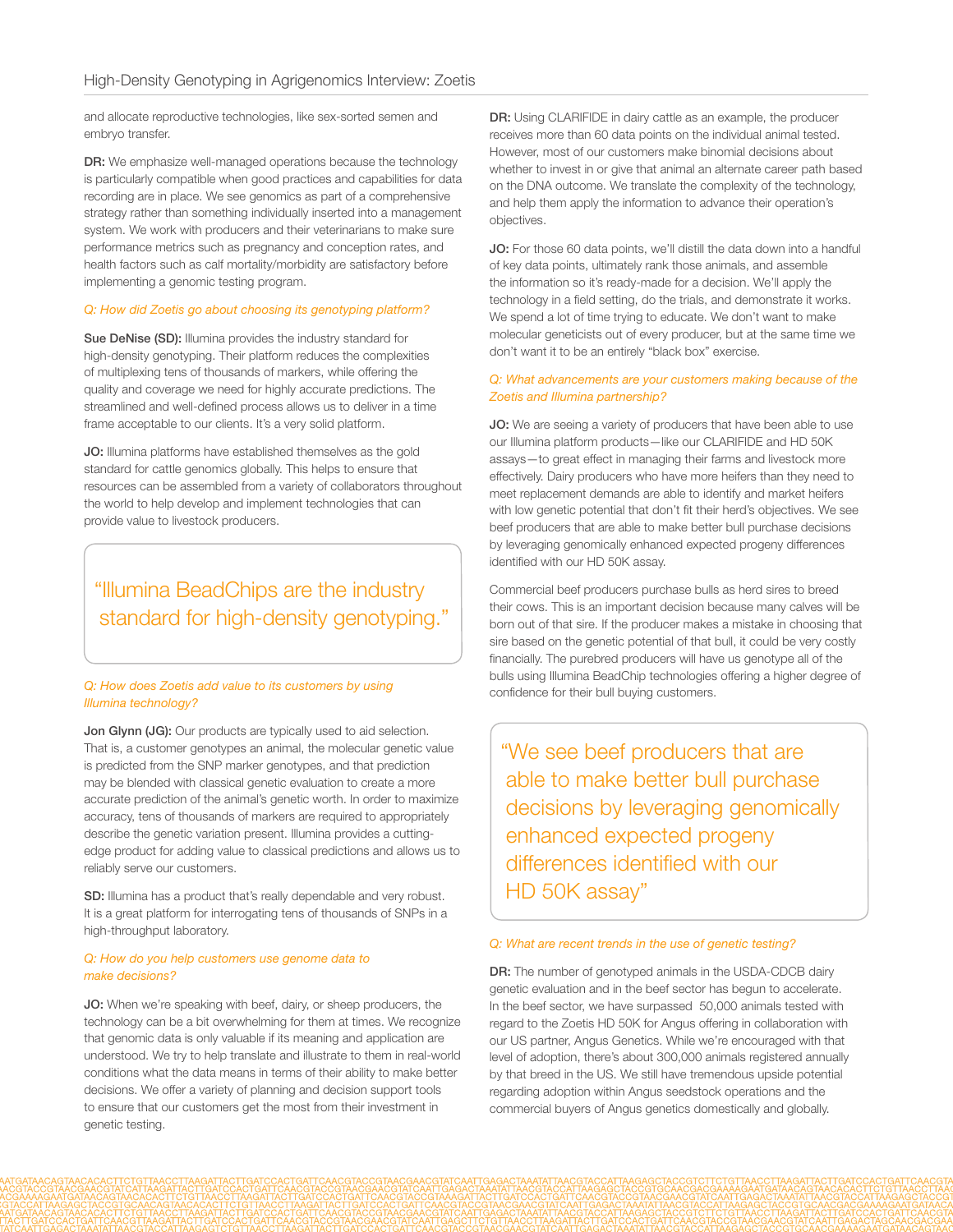and allocate reproductive technologies, like sex-sorted semen and embryo transfer.

**DR:** We emphasize well-managed operations because the technology is particularly compatible when good practices and capabilities for data recording are in place. We see genomics as part of a comprehensive strategy rather than something individually inserted into a management system. We work with producers and their veterinarians to make sure performance metrics such as pregnancy and conception rates, and health factors such as calf mortality/morbidity are satisfactory before implementing a genomic testing program.

*Q: How did Zoetis go about choosing its genotyping platform?*

**Sue DeNise (SD):** Illumina provides the industry standard for high-density genotyping. Their platform reduces the complexities of multiplexing tens of thousands of markers, while offering the quality and coverage we need for highly accurate predictions. The streamlined and well-defined process allows us to deliver in a time frame acceptable to our clients. It's a very solid platform.

**JO:** Illumina platforms have established themselves as the gold standard for cattle genomics globally. This helps to ensure that resources can be assembled from a variety of collaborators throughout the world to help develop and implement technologies that can provide value to livestock producers.

> "Illumina BeadChips are the industry standard for high-density genotyping."

*Q: How does Zoetis add value to its customers by using Illumina technology?*

**Jon Glynn (JG):** Our products are typically used to aid selection. That is, a customer genotypes an animal, the molecular genetic value is predicted from the SNP marker genotypes, and that prediction may be blended with classical genetic evaluation to create a more accurate prediction of the animal's genetic worth. In order to maximize accuracy, tens of thousands of markers are required to appropriately describe the genetic variation present. Illumina provides a cutting-edge product for adding value to classical predictions and allows us to reliably serve our customers.

**SD:** Illumina has a product that's really dependable and very robust. It is a great platform for interrogating tens of thousands of SNPs in a high-throughput laboratory.

*Q: How do you help customers use genome data to make decisions?*

**JO:** When we're speaking with beef, dairy, or sheep producers, the technology can be a bit overwhelming for them at times. We recognize that genomic data is only valuable if its meaning and application are understood. We try to help translate and illustrate to them in real-world conditions what the data means in terms of their ability to make better decisions. We offer a variety of planning and decision support tools to ensure that our customers get the most from their investment in genetic testing.

**DR:** Using CLARIFIDE in dairy cattle as an example, the producer receives more than 60 data points on the individual animal tested. However, most of our customers make binomial decisions about whether to invest in or give that animal an alternate career path based on the DNA outcome. We translate the complexity of the technology, and help them apply the information to advance their operation's objectives.

**JO:** For those 60 data points, we'll distill the data down into a handful of key data points, ultimately rank those animals, and assemble the information so it's ready-made for a decision. We'll apply the technology in a field setting, do the trials, and demonstrate it works. We spend a lot of time trying to educate. We don't want to make molecular geneticists out of every producer, but at the same time we don't want it to be an entirely "black box" exercise.

*Q: What advancements are your customers making because of the Zoetis and Illumina partnership?*

**JO:** We are seeing a variety of producers that have been able to use our Illumina platform products—like our CLARIFIDE and HD 50K assays—to great effect in managing their farms and livestock more effectively. Dairy producers who have more heifers than they need to meet replacement demands are able to identify and market heifers with low genetic potential that don't fit their herd's objectives. We see beef producers that are able to make better bull purchase decisions by leveraging genomically enhanced expected progeny differences identified with our HD 50K assay.

Commercial beef producers purchase bulls as herd sires to breed their cows. This is an important decision because many calves will be born out of that sire. If the producer makes a mistake in choosing that sire based on the genetic potential of that bull, it could be very costly financially. The purebred producers will have us genotype all of the bulls using Illumina BeadChip technologies offering a higher degree of confidence for their bull buying customers.

> "We see beef producers that are able to make better bull purchase decisions by leveraging genomically enhanced expected progeny differences identified with our HD 50K assay"

*Q: What are recent trends in the use of genetic testing?*

**DR:** The number of genotyped animals in the USDA-CDCB dairy genetic evaluation and in the beef sector has begun to accelerate. In the beef sector, we have surpassed 50,000 animals tested with regard to the Zoetis HD 50K for Angus offering in collaboration with our US partner, Angus Genetics. While we're encouraged with that level of adoption, there's about 300,000 animals registered annually by that breed in the US. We still have tremendous upside potential regarding adoption within Angus seedstock operations and the commercial buyers of Angus genetics domestically and globally.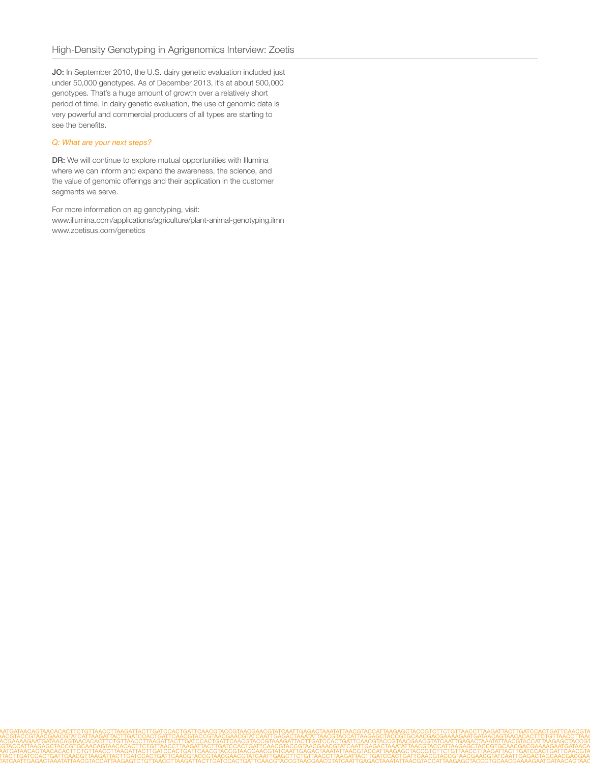**JO:** In September 2010, the U.S. dairy genetic evaluation included just under 50,000 genotypes. As of December 2013, it's at about 500,000 genotypes. That's a huge amount of growth over a relatively short period of time. In dairy genetic evaluation, the use of genomic data is very powerful and commercial producers of all types are starting to see the benefits.

*Q: What are your next steps?*

**DR:** We will continue to explore mutual opportunities with Illumina where we can inform and expand the awareness, the science, and the value of genomic offerings and their application in the customer segments we serve.

For more information on ag genotyping, visit:
www.illumina.com/applications/agriculture/plant-animal-genotyping.ilmn
www.zoetisus.com/genetics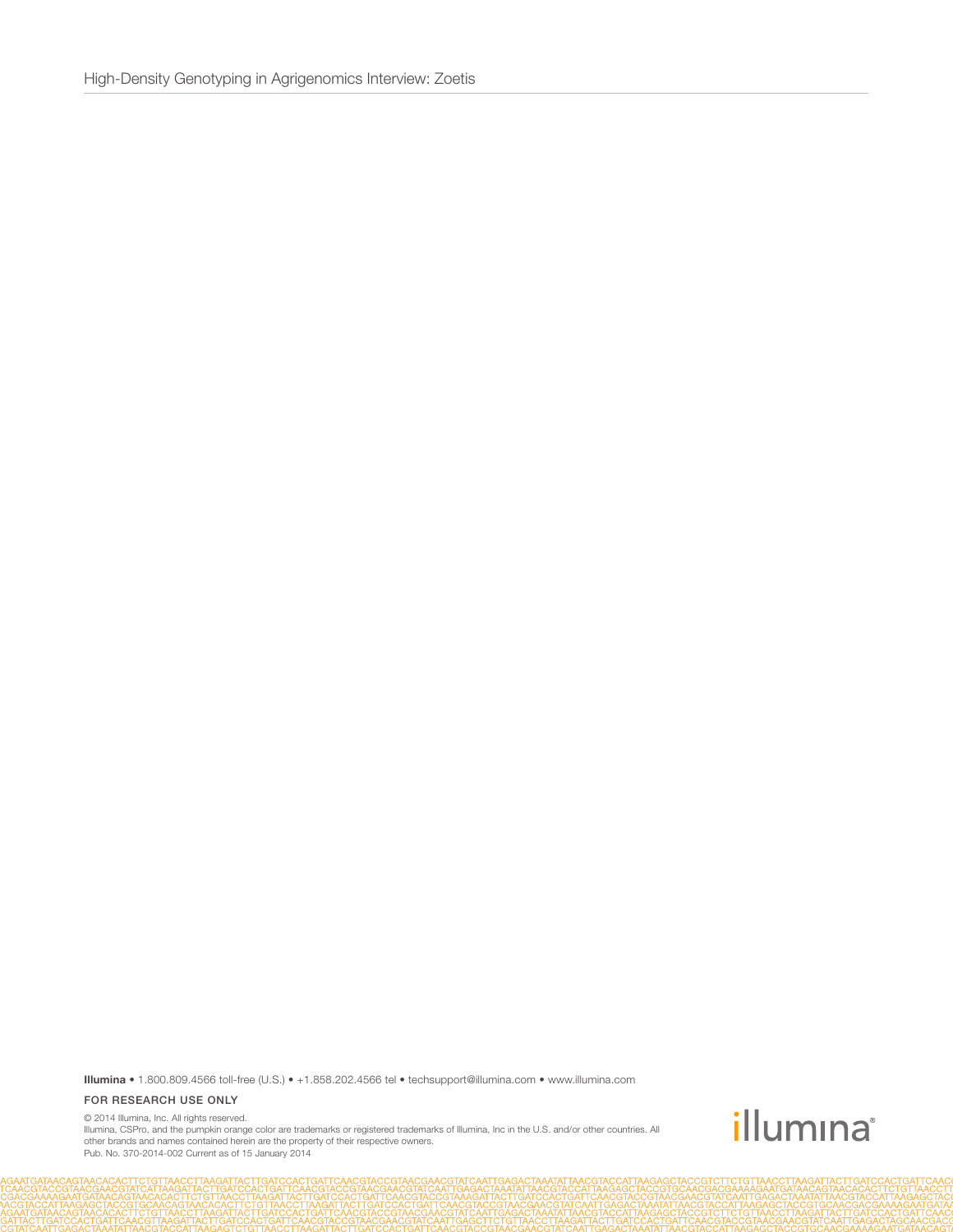**Illumina** • 1.800.809.4566 toll-free (U.S.) • +1.858.202.4566 tel • techsupport@illumina.com • www.illumina.com

FOR RESEARCH USE ONLY

© 2014 Illumina, Inc. All rights reserved.
Illumina, CSPro, and the pumpkin orange color are trademarks or registered trademarks of Illumina, Inc in the U.S. and/or other countries. All other brands and names contained herein are the property of their respective owners.
Pub. No. 370-2014-002 Current as of 15 January 2014